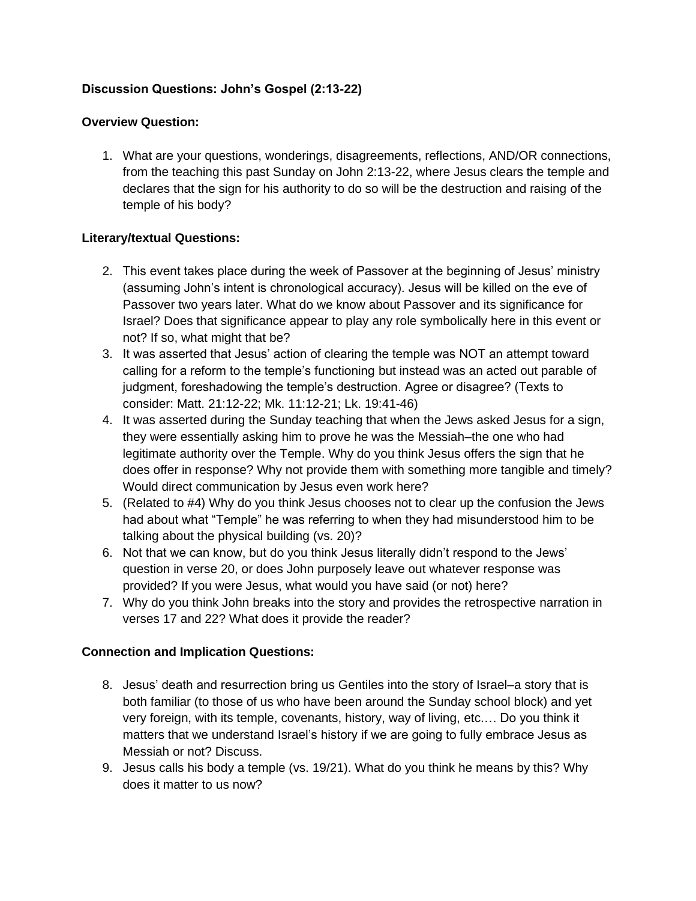**Discussion Questions: John's Gospel (2:13-22)**

**Overview Question:**

1. What are your questions, wonderings, disagreements, reflections, AND/OR connections, from the teaching this past Sunday on John 2:13-22, where Jesus clears the temple and declares that the sign for his authority to do so will be the destruction and raising of the temple of his body?

**Literary/textual Questions:**

2. This event takes place during the week of Passover at the beginning of Jesus' ministry (assuming John's intent is chronological accuracy). Jesus will be killed on the eve of Passover two years later. What do we know about Passover and its significance for Israel? Does that significance appear to play any role symbolically here in this event or not? If so, what might that be?
3. It was asserted that Jesus' action of clearing the temple was NOT an attempt toward calling for a reform to the temple's functioning but instead was an acted out parable of judgment, foreshadowing the temple's destruction. Agree or disagree? (Texts to consider: Matt. 21:12-22; Mk. 11:12-21; Lk. 19:41-46)
4. It was asserted during the Sunday teaching that when the Jews asked Jesus for a sign, they were essentially asking him to prove he was the Messiah–the one who had legitimate authority over the Temple. Why do you think Jesus offers the sign that he does offer in response? Why not provide them with something more tangible and timely? Would direct communication by Jesus even work here?
5. (Related to #4) Why do you think Jesus chooses not to clear up the confusion the Jews had about what "Temple" he was referring to when they had misunderstood him to be talking about the physical building (vs. 20)?
6. Not that we can know, but do you think Jesus literally didn't respond to the Jews' question in verse 20, or does John purposely leave out whatever response was provided? If you were Jesus, what would you have said (or not) here?
7. Why do you think John breaks into the story and provides the retrospective narration in verses 17 and 22? What does it provide the reader?

**Connection and Implication Questions:**

8. Jesus' death and resurrection bring us Gentiles into the story of Israel–a story that is both familiar (to those of us who have been around the Sunday school block) and yet very foreign, with its temple, covenants, history, way of living, etc.… Do you think it matters that we understand Israel's history if we are going to fully embrace Jesus as Messiah or not? Discuss.
9. Jesus calls his body a temple (vs. 19/21). What do you think he means by this? Why does it matter to us now?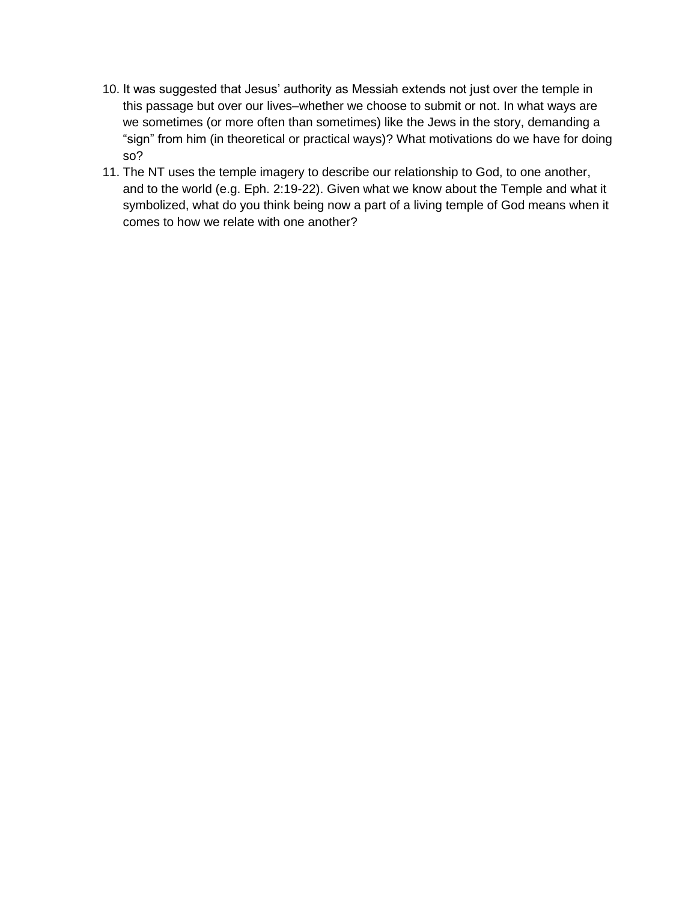10. It was suggested that Jesus' authority as Messiah extends not just over the temple in this passage but over our lives–whether we choose to submit or not. In what ways are we sometimes (or more often than sometimes) like the Jews in the story, demanding a "sign" from him (in theoretical or practical ways)? What motivations do we have for doing so?
11. The NT uses the temple imagery to describe our relationship to God, to one another, and to the world (e.g. Eph. 2:19-22). Given what we know about the Temple and what it symbolized, what do you think being now a part of a living temple of God means when it comes to how we relate with one another?